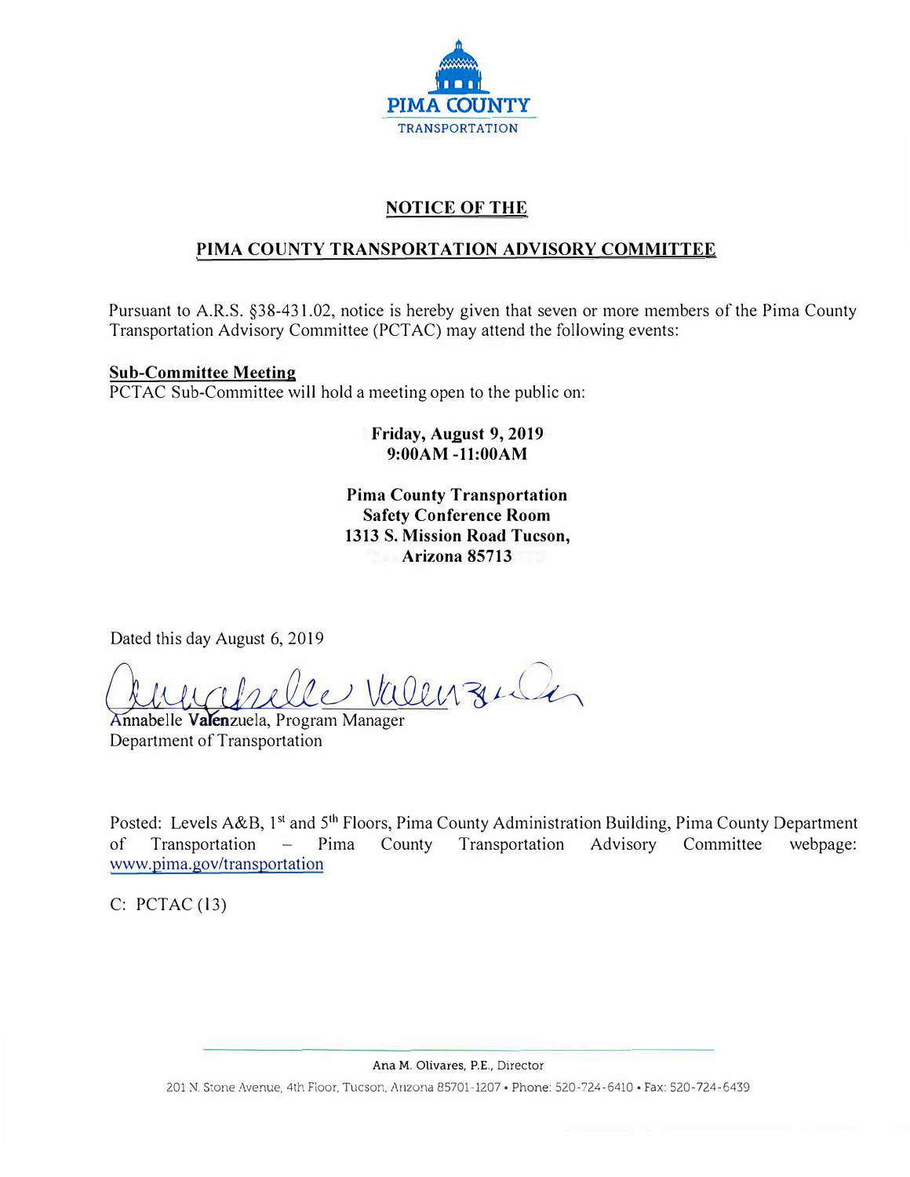PIMA COUNTY

TRANSPORTATION

# NOTICE OF THE

## PIMA COUNTY TRANSPORTATION ADVISORY COMMITTEE

Pursuant to A.R.S. §38-431.02, notice is hereby given that seven or more members of the Pima County Transportation Advisory Committee (PCTAC) may attend the following events:

**Sub-Committee Meeting**

PCTAC Sub-Committee will hold a meeting open to the public on:

**Friday, August 9, 2019**
**9:00AM -11:00AM**

**Pima County Transportation**
**Safety Conference Room**
**1313 S. Mission Road Tucson,**
**Arizona 85713**

Dated this day August 6, 2019

Annabelle Valenzuela, Program Manager
Department of Transportation

Posted: Levels A&B, 1st and 5th Floors, Pima County Administration Building, Pima County Department of Transportation – Pima County Transportation Advisory Committee webpage: www.pima.gov/transportation

C: PCTAC (13)

Ana M. Olivares, P.E., Director

201 N. Stone Avenue, 4th Floor, Tucson, Arizona 85701-1207 • Phone: 520-724-6410 • Fax: 520-724-6439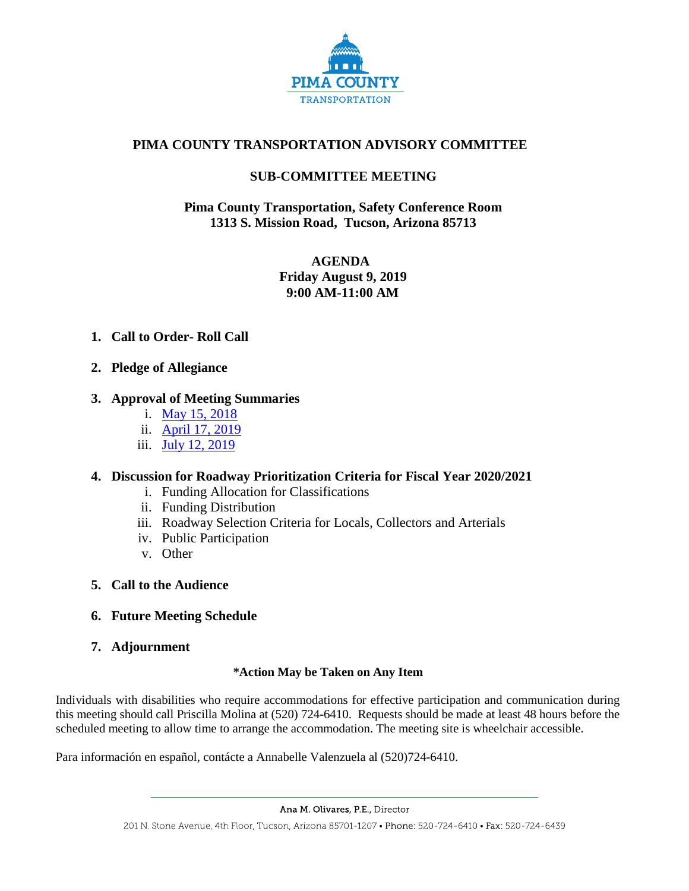PIMA COUNTY
TRANSPORTATION

# PIMA COUNTY TRANSPORTATION ADVISORY COMMITTEE

## SUB-COMMITTEE MEETING

**Pima County Transportation, Safety Conference Room**
**1313 S. Mission Road, Tucson, Arizona 85713**

**AGENDA**
**Friday August 9, 2019**
**9:00 AM-11:00 AM**

1. **Call to Order- Roll Call**

2. **Pledge of Allegiance**

3. **Approval of Meeting Summaries**
   i. May 15, 2018
   ii. April 17, 2019
   iii. July 12, 2019

4. **Discussion for Roadway Prioritization Criteria for Fiscal Year 2020/2021**
   i. Funding Allocation for Classifications
   ii. Funding Distribution
   iii. Roadway Selection Criteria for Locals, Collectors and Arterials
   iv. Public Participation
   v. Other

5. **Call to the Audience**

6. **Future Meeting Schedule**

7. **Adjournment**

**\*Action May be Taken on Any Item**

Individuals with disabilities who require accommodations for effective participation and communication during this meeting should call Priscilla Molina at (520) 724-6410. Requests should be made at least 48 hours before the scheduled meeting to allow time to arrange the accommodation. The meeting site is wheelchair accessible.

Para información en español, contácte a Annabelle Valenzuela al (520)724-6410.

Ana M. Olivares, P.E., Director

201 N. Stone Avenue, 4th Floor, Tucson, Arizona 85701-1207 • Phone: 520-724-6410 • Fax: 520-724-6439